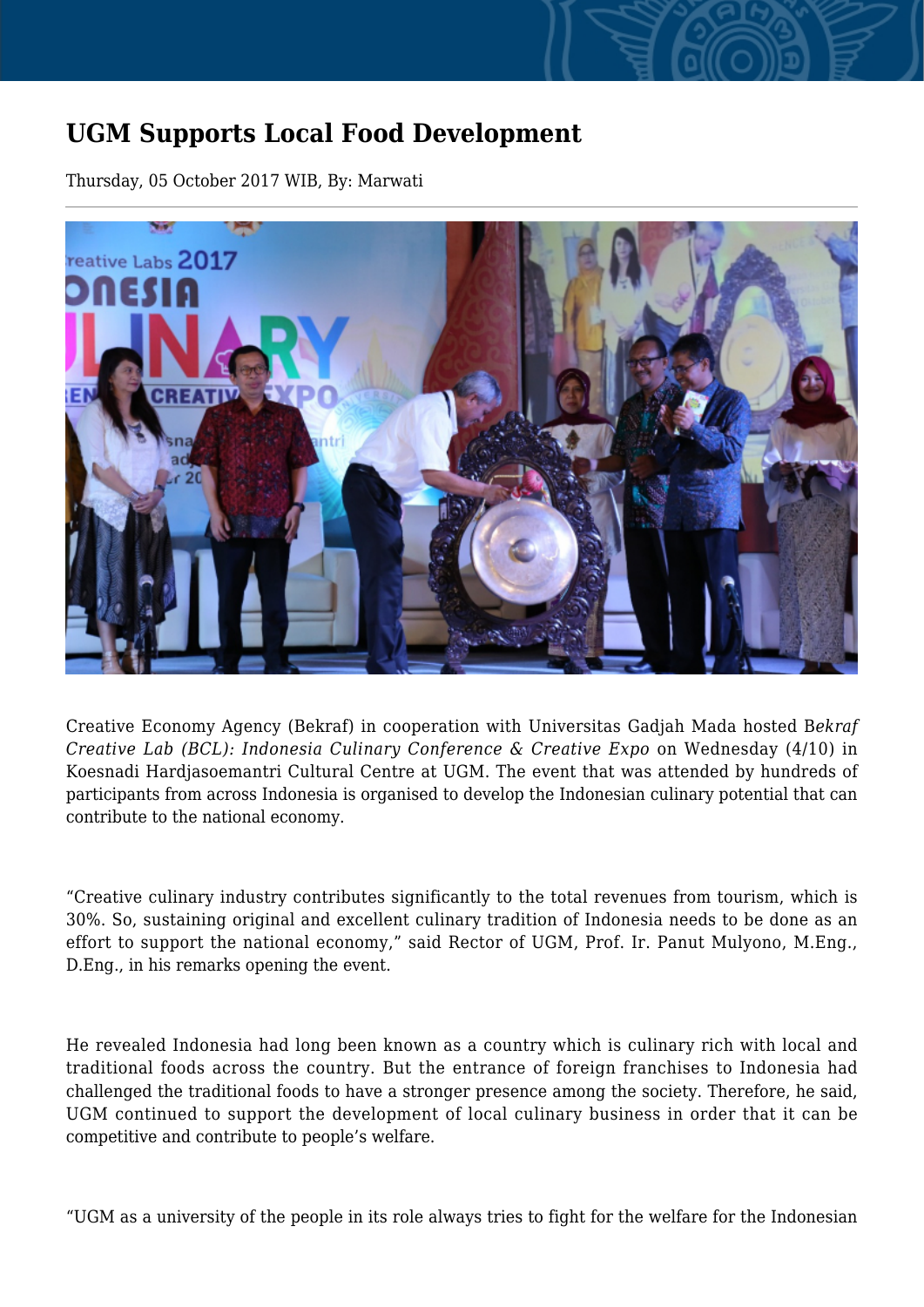# UGM Supports Local Food Development

Thursday, 05 October 2017 WIB, By: Marwati

Creative Economy Agency (Bekraf) in cooperation with Universitas Gadjah Mada hosted B*ekraf Creative Lab (BCL): Indonesia Culinary Conference & Creative Expo* on Wednesday (4/10) in Koesnadi Hardjasoemantri Cultural Centre at UGM. The event that was attended by hundreds of participants from across Indonesia is organised to develop the Indonesian culinary potential that can contribute to the national economy.

"Creative culinary industry contributes significantly to the total revenues from tourism, which is 30%. So, sustaining original and excellent culinary tradition of Indonesia needs to be done as an effort to support the national economy," said Rector of UGM, Prof. Ir. Panut Mulyono, M.Eng., D.Eng., in his remarks opening the event.

He revealed Indonesia had long been known as a country which is culinary rich with local and traditional foods across the country. But the entrance of foreign franchises to Indonesia had challenged the traditional foods to have a stronger presence among the society. Therefore, he said, UGM continued to support the development of local culinary business in order that it can be competitive and contribute to people's welfare.

"UGM as a university of the people in its role always tries to fight for the welfare for the Indonesian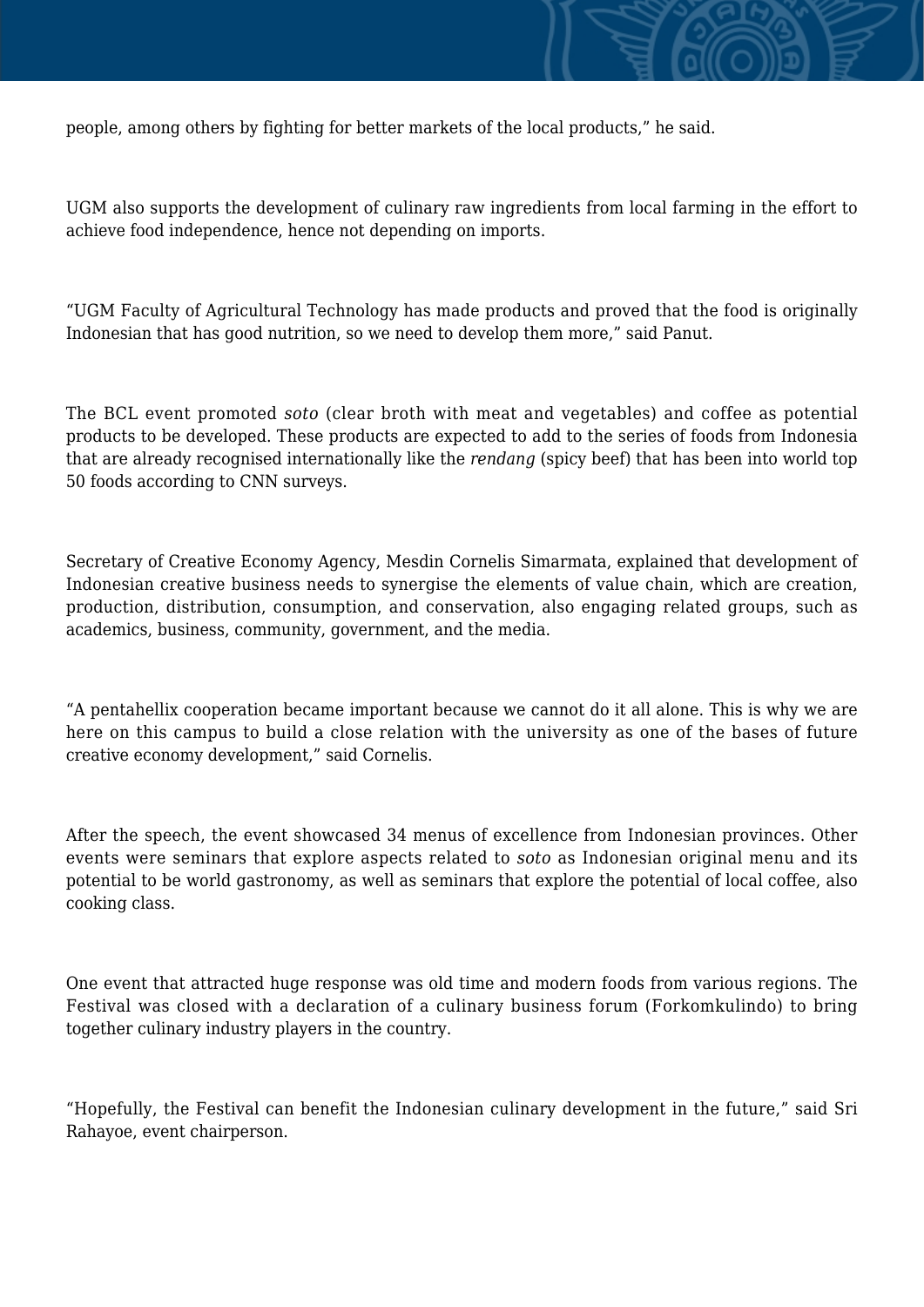people, among others by fighting for better markets of the local products," he said.

UGM also supports the development of culinary raw ingredients from local farming in the effort to achieve food independence, hence not depending on imports.

"UGM Faculty of Agricultural Technology has made products and proved that the food is originally Indonesian that has good nutrition, so we need to develop them more," said Panut.

The BCL event promoted *soto* (clear broth with meat and vegetables) and coffee as potential products to be developed. These products are expected to add to the series of foods from Indonesia that are already recognised internationally like the *rendang* (spicy beef) that has been into world top 50 foods according to CNN surveys.

Secretary of Creative Economy Agency, Mesdin Cornelis Simarmata, explained that development of Indonesian creative business needs to synergise the elements of value chain, which are creation, production, distribution, consumption, and conservation, also engaging related groups, such as academics, business, community, government, and the media.

"A pentahellix cooperation became important because we cannot do it all alone. This is why we are here on this campus to build a close relation with the university as one of the bases of future creative economy development," said Cornelis.

After the speech, the event showcased 34 menus of excellence from Indonesian provinces. Other events were seminars that explore aspects related to *soto* as Indonesian original menu and its potential to be world gastronomy, as well as seminars that explore the potential of local coffee, also cooking class.

One event that attracted huge response was old time and modern foods from various regions. The Festival was closed with a declaration of a culinary business forum (Forkomkulindo) to bring together culinary industry players in the country.

"Hopefully, the Festival can benefit the Indonesian culinary development in the future," said Sri Rahayoe, event chairperson.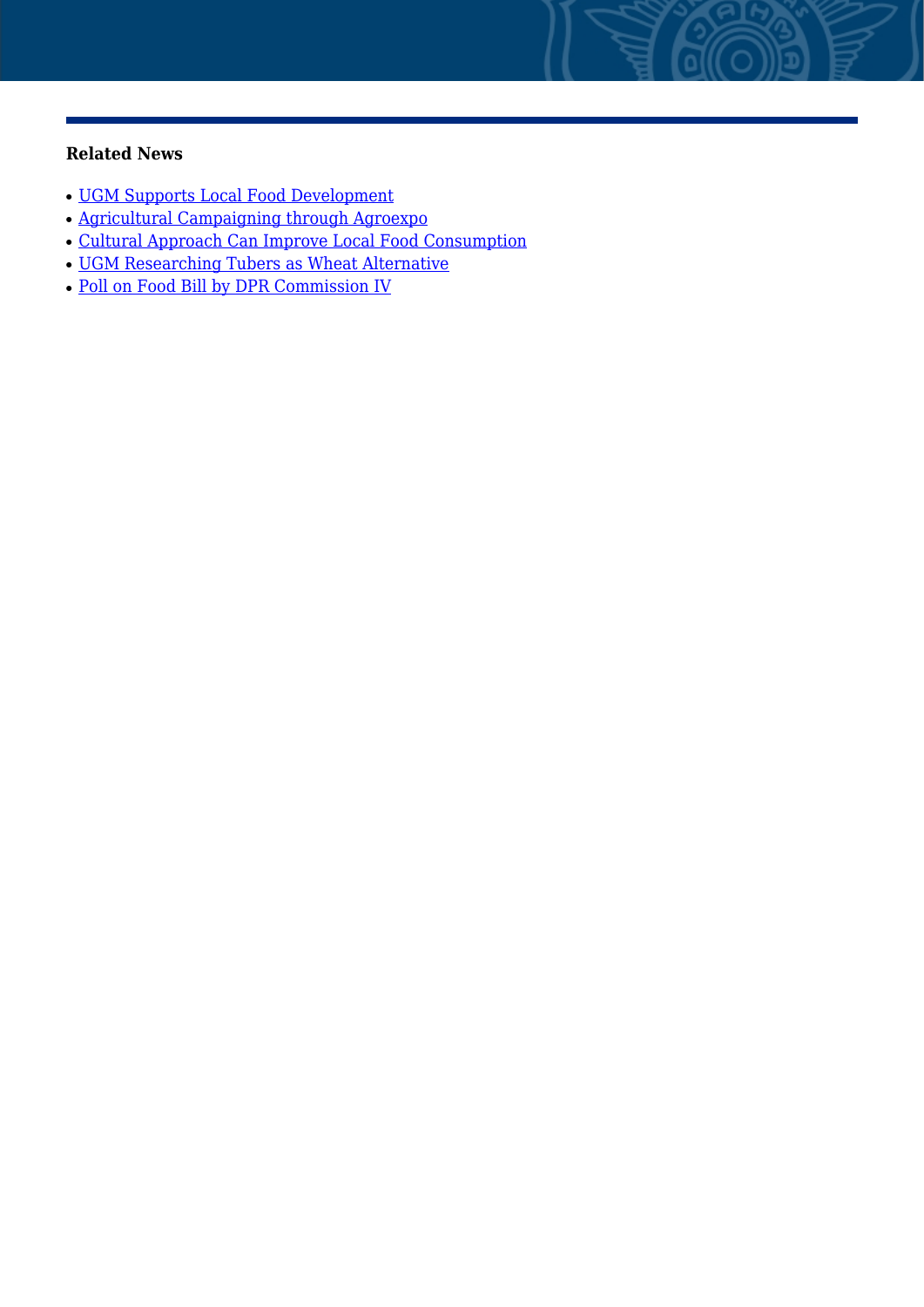**Related News**

- UGM Supports Local Food Development
- Agricultural Campaigning through Agroexpo
- Cultural Approach Can Improve Local Food Consumption
- UGM Researching Tubers as Wheat Alternative
- Poll on Food Bill by DPR Commission IV